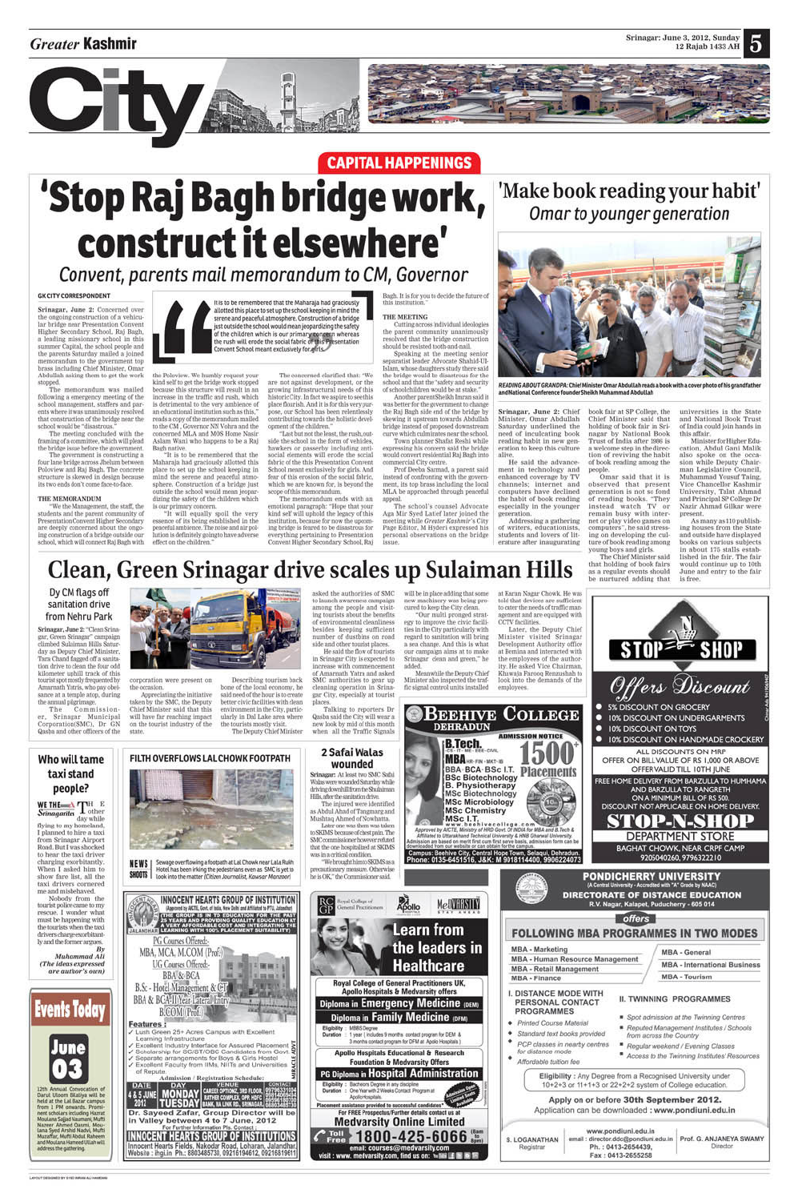# City

## CAPITAL HAPPENINGS

# 'Stop Raj Bagh bridge work, construct it elsewhere'

## Convent, parents mail memorandum to CM, Governor

**GK CITY CORRESPONDENT**

**Srinagar, June 2:** Concerned over the ongoing construction of a vehicular bridge near Presentation Convent Higher Secondary School, Raj Bagh, a leading missionary school in this summer Capital, the school people and the parents Saturday mailed a joined memorandum to the government top brass including Chief Minister, Omar Abdullah asking them to get the work stopped.

The memorandum was mailed following a emergency meeting of the school management, staffers and parents where it was unanimously resolved that construction of the bridge near the school would be "disastrous."

The meeting concluded with the framing of a committee, which will plead the bridge issue before the government.

The government is constructing a four lane bridge across Jhelum between Poloview and Raj Bagh. The concrete structure is skewed in design because its two ends don't come face-to-face.

> It is to be remembered that the Maharaja had graciously allotted this place to set up the school keeping in mind the serene and peaceful atmosphere. Construction of a bridge just outside the school would mean jeopardizing the safety of the children which is our primary concern whereas the rush will erode the social fabric of this Presentation Convent School meant exclusively for girls.

### THE MEMORANDUM

"We the Management, the staff, the students and the parent community of Presentation Convent Higher Secondary are deeply concerned about the ongoing construction of a bridge outside our school, which will connect Raj Bagh with the Poloview. We humbly request your kind self to get the bridge work stopped because this structure will result in an increase in the traffic and rush, which is detrimental to the very ambience of an educational institution such as this," reads a copy of the memorandum mailed to the CM, Governor NN Vohra and the concerned MLA and MOS Home Nasir Aslam Wani who happens to be a Raj Bagh native.

"It is to be remembered that the Maharaja had graciously allotted this place to set up the school keeping in mind the serene and peaceful atmosphere. Construction of a bridge just outside the school would mean jeopardizing the safety of the children which is our primary concern.

"It will equally spoil the very essence of its being established in the peaceful ambience. The noise and air pollution is definitely going to have adverse effect on the children."

The concerned clarified that: "We are not against development, or the growing infrastructural needs of this historic City. In fact we aspire to see this place flourish. And it is for this very purpose, our School has been relentlessly contributing towards the holistic development of the children."

"Last but not the least, the rush, outside the school in the form of vehicles, hawkers or passerby including anti social elements will erode the social fabric of the this Presentation Convent School meant exclusively for girls. And fear of this erosion of the social fabric, which we are known for, is beyond the scope of this memorandum.

The memorandum ends with an emotional paragraph: "Hope that your kind self will uphold the legacy of this institution, because for now the upcoming bridge is feared to be disastrous for everything pertaining to Presentation Convent Higher Secondary School, Raj Bagh. It is for you to decide the future of this institution."

### THE MEETING

Cutting across individual ideologies the parent community unanimously resolved that the bridge construction should be resisted tooth-and-nail.

Speaking at the meeting senior separatist leader Advocate Shahid-Ul-Islam, whose daughters study there said the bridge would be disastrous for the school and that the "safety and security of schoolchildren would be at stake."

Another parent Sheikh Imran said it was better for the government to change the Raj Bagh side end of the bridge by skewing it upstream towards Abdullah bridge instead of proposed downstream curve which culminates near the school.

Town planner Shafat Reshi while expressing his concern said the bridge would convert residential Raj Bagh into commercial City centre.

Prof Deeba Sarmad, a parent said instead of confronting with the government, its top brass including the local MLA be approached through peaceful appeal.

The school's counsel Advocate Aga Mir Syed Latief later joined the meeting while *Greater Kashmir's* City Page Editor, M Hyderi expressed his personal observations on the bridge issue.

# 'Make book reading your habit'

## Omar to younger generation

*READING ABOUT GRANDPA: Chief Minister Omar Abdullah reads a book with a cover photo of his grandfather and National Conference founder Sheikh Muhammad Abdullah*

**Srinagar, June 2:** Chief Minister, Omar Abdullah Saturday underlined the need of inculcating book reading habit in new generation to keep this culture alive.

He said the advancement in technology and enhanced coverage by TV channels; internet and computers have declined the habit of book reading especially in the younger generation.

Addressing a gathering of writers, educationists, students and lovers of literature after inaugurating book fair at SP College, the Chief Minister said that holding of book fair in Srinagar by National Book Trust of India after 1986 is a welcome step in the direction of reviving the habit of book reading among the people.

Omar said that it is observed that present generation is not so fond of reading books. "They instead watch TV or remain busy with internet or play video games on computers", he said stressing on developing the culture of book reading among young boys and girls.

The Chief Minister said that holding of book fairs as a regular events should be nurtured adding that universities in the State and National Book Trust of India could join hands in this affair.

Minister for Higher Education, Abdul Gani Malik also spoke on the occasion while Deputy Chairman Legislative Council, Muhammad Yousuf Taing, Vice Chancellor Kashmir University, Talat Ahmad and Principal SP College Dr Nazir Ahmad Gilkar were present.

As many as 110 publishing houses from the State and outside have displayed books on various subjects in about 175 stalls established in the fair. The fair would continue up to 10th June and entry to the fair is free.

# Clean, Green Srinagar drive scales up Sulaiman Hills

## Dy CM flags off sanitation drive from Nehru Park

**Srinagar, June 2:** "Clean Srinagar, Green Srinagar" campaign climbed Sulaiman Hills Saturday as Deputy Chief Minister, Tara Chand flagged off a sanitation drive to clean the four odd kilometer uphill track of this tourist spot mostly frequented by Amarnath Yatris, who pay obeisance at a temple atop, during the annual pilgrimage.

The Commissioner, Srinagar Municipal Corporation(SMC), Dr GN Qasba and other officers of the corporation were present on the occasion.

Appreciating the initiative taken by the SMC, the Deputy Chief Minister said that this will have far reaching impact on the tourist industry of the state.

Describing tourism back bone of the local economy, he said need of the hour is to create better civic facilities with clean environment in the City, particularly in Dal Lake area where the tourists mostly visit.

The Deputy Chief Minister asked the authorities of SMC to launch awareness campaign among the people and visiting tourists about the benefits of environmental cleanliness besides keeping sufficient number of dustbins on road side and other tourist places.

He said the flow of tourists in Srinagar City is expected to increase with commencement of Amarnath Yatra and asked SMC authorities to gear up cleaning operation in Srinagar City, especially at tourist places.

Talking to reporters Dr Qasba said the City will wear a new look by mid of this month when all the Traffic Signals will be in place adding that some new machinery was being procured to keep the City clean.

"Our multi pronged strategy to improve the civic facilities in the City particularly with regard to sanitation will bring a sea change. And this is what our campaign aims at to make Srinagar clean and green," he added.

Meanwhile the Deputy Chief Minister also inspected the traffic signal control units installed at Karan Nagar Chowk. He was told that devices are sufficient to cater the needs of traffic management and are equipped with CCTV facilities.

Later, the Deputy Chief Minister visited Srinagar Development Authority office at Bemina and interacted with the employees of the authority. He asked Vice Chairman, Khawaja Farooq Renzushah to look into the demands of the employees.

## Who will tame taxi stand people?

**WE THE Srinagarites**

THE other day while flying to my homeland, I planned to hire a taxi from Srinagar Airport Road. But I was shocked to hear the taxi driver charging exorbitantly. When I asked him to show fare list, all the taxi drivers cornered me and misbehaved.

Nobody from the tourist police came to my rescue. I wonder what must be happening with the tourists when the taxi drivers charge exorbitantly and the former argues.

*By Muhammad Ali*

*(The ideas expressed are author's own)*

## FILTH OVERFLOWS LAL CHOWK FOOTPATH

**NEWS SHOOTS** Sewage overflowing a footpath at Lal Chowk near Lala Rukh Hotel has been irking the pedestrians even as SMC is yet to look into the matter *(Citizen Journalist, Kawsar Manzoor)*

## 2 Safai Walas wounded

**Srinagar:** At least two SMC Safai Walas were wounded Saturday while driving downhill from the Shulaiman Hills, after the sanitation drive.

The injured were identified as Abdul Ahad of Tangmarg and Mushtaq Ahmed of Nowhatta.

Later one was them was taken to SKIMS because of chest pain. The SMC commissioner however refuted that the one hospitalised at SKIMS was in a critical condition.

"We brought him to SKIMS as a precautionary measure. Otherwise he is OK," the Commissioner said.

## Events Today

**June 03**

12th Annual Convocation of Darul Uloom Bilaliya will be held at the Lal Bazar campus from 1 PM onwards. Prominent scholars including Hazrat Moulana Sajjad Naumani, Mufti Nazeer Ahmed Qasmi, Moulana Syed Arshid Nadvi, Mufti Muzaffar, Mufti Abdul Raheem and Moulana Hameed Ullah will address the gathering.

---

**STOP N SHOP**

**Offers Discount**

- 5% DISCOUNT ON GROCERY
- 10% DISCOUNT ON UNDERGARMENTS
- 10% DISCOUNT ON TOYS
- 10% DISCOUNT ON HANDMADE CROCKERY

ALL DISCOUNTS ON MRP
OFFER ON BILL VALUE OF RS 1,000 OR ABOVE
OFFER VALID TILL 10TH JUNE

FREE HOME DELIVERY FROM BARZULLA TO HUMHAMA AND BARZULLA TO RANGRETH ON A MINIMUM BILL OF RS 500. DISCOUNT NOT APPLICABLE ON HOME DELIVERY.

**STOP-N-SHOP DEPARTMENT STORE**
BAGHAT CHOWK, NEAR CRPF CAMP
9205040260, 9796322210

---

**BEEHIVE COLLEGE DEHRADUN**

ADMISSION NOTICE

**B.Tech.** CS - IT - ME - EEE - CIVIL
**MBA** HR - FIN - MKT - IB
BBA · BCA · BSc I.T.
BSc Biotechnology
B. Physiotherapy
MSc Biotechnology
MSc Microbiology
MSc Chemistry
MSc I.T.

**1500+ Placements**

www.beehivecollege.com

Approved by AICTE, Ministry of HRD Govt. Of INDIA for MBA and B.Tech & Affiliated to Uttarakhand Technical University & HNB Gharwal University. Admission are based on merit first cum first serve basis, admission form can be downloaded from our website or can obtain form the campus.

Campus: Beehive City, Central Hope Town, Selaqui, Dehradun. Phone: 0135-6451516, J&K: M 9018114400, 9906224073

---

**PONDICHERRY UNIVERSITY**
(A Central University - Accredited with "A" Grade by NAAC)

**DIRECTORATE OF DISTANCE EDUCATION**
R.V. Nagar, Kalapet, Puducherry - 605 014

*offers*

**FOLLOWING MBA PROGRAMMES IN TWO MODES**

| | |
|---|---|
| MBA - Marketing | MBA - General |
| MBA - Human Resource Management | MBA - International Business |
| MBA - Retail Management | MBA - Tourism |
| MBA - Finance | |

**I. DISTANCE MODE WITH PERSONAL CONTACT PROGRAMMES**

- Printed Course Material
- Standard text books provided
- PCP classes in nearby centres for distance mode
- Affordable tuition fee

**II. TWINNING PROGRAMMES**

- Spot admission at the Twinning Centres
- Reputed Management Institutes / Schools from across the Country
- Regular weekend / Evening Classes
- Access to the Twinning Institutes' Resources

**Eligibility :** Any Degree from a Recognised University under 10+2+3 or 11+1+3 or 22+2+2 system of College education.

**Apply on or before 30th September 2012.**
Application can be downloaded : **www.pondiuni.edu.in**

S. LOGANATHAN, Registrar
www.pondiuni.edu.in | email : director.ddc@pondiuni.edu.in | Ph. : 0413-2654439, Fax : 0413-2655258
Prof. G. ANJANEYA SWAMY, Director

---

**INNOCENT HEARTS GROUP OF INSTITUTION**
Approved by AICTE, Govt. of India, New Delhi and Affiliated to PTU, Jalandhar)

THE GROUP IS IN TO EDUCATION FOR THE PAST 25 YEARS AND PROVIDING QUALITY EDUCATION AT A VERY AFFORDABLE COST AND INTEGRATING THE LEARNING WITH 100% PLACEMENT SUITABILITY

PG Courses Offered:- MBA, MCA, M.COM (Prof.)
UG Courses Offered:- BBA & BCA, B.Sc - Hotel Management & CT, BBA & BCA-II Year Lateral Entry, B.COM (Prof.)

**Features :**
- Lush Green 25+ Acres Campus with Excellent Learning Infrastructure
- Excellent Industry Interface for Assured Placement
- Scholarship for SC/ST/OBC Candidates from Govt.
- Separate arrangements for Boys & Girls Hostel
- Excellent Faculty from IIMs, NIITs and Universities of Repute.

Admission / Registration Schedule:

| DATE | DAY | VENUE | CONTACT |
|---|---|---|---|
| 4 & 5 JUNE 2012 | MONDAY TUESDAY | CAREER OPTIONZ, 3RD FLOOR, BATHER COMPLEX, OPP. HDFC BANK, MA LINK RD., SRINAGAR | |

Dr. Sayeed Zafar, Group Director will be in Valley between 4 to 7 June, 2012

For Further Information Pls. Contact :
**INNOCENT HEARTS GROUP OF INSTITUTIONS**
Innocent Hearts Fields, Nakodar Road, Loharan, Jalandhar. Website : ihgi.in Ph.: 8803485730, 09216194612, 09216819611

---

**Learn from the leaders in Healthcare**

Royal College of General Practitioners UK, Apollo Hospitals & Medvarsity offers

**Diploma in Emergency Medicine (DEM)**
**Diploma in Family Medicine (DFM)**

Eligibility : MBBS Degree
Duration : 1 year ( includes 9 months contact program for DEM & 3 months contact program for DFM at Apollo Hospitals )

Apollo Hospitals Educational & Research Foundation & Medvarsity Offers

**PG Diploma in Hospital Administration**

Eligibility : Bachelors Degree in any discipline
Duration : One Year with 2 Weeks Contact Program at Apollo Hospitals

Placement assistance provided to successful candidates*

For FREE Prospectus/Further details contact us at
**Medvarsity Online Limited**
Toll Free **1800-425-6066** (9am to 8pm)
email: courses@medvarsity.com
visit : www.medvarsity.com, find us on: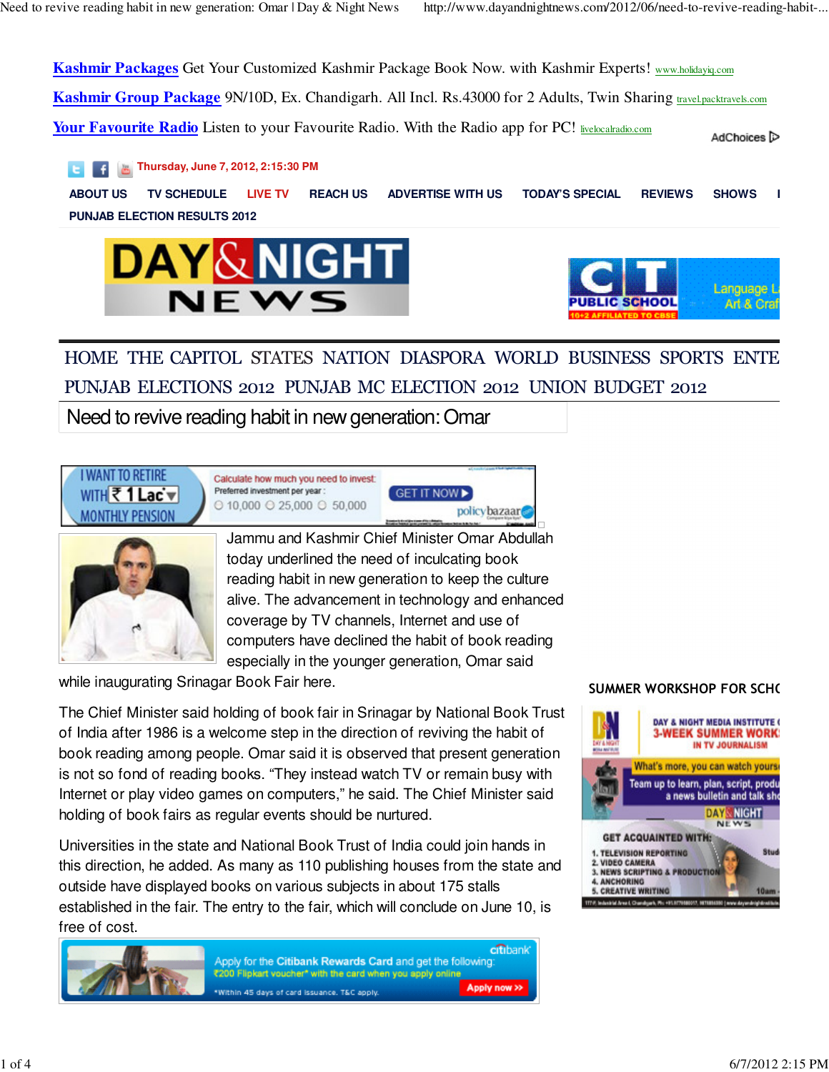# Need to revive reading habit in new generation: Omar

Jammu and Kashmir Chief Minister Omar Abdullah today underlined the need of inculcating book reading habit in new generation to keep the culture alive. The advancement in technology and enhanced coverage by TV channels, Internet and use of computers have declined the habit of book reading especially in the younger generation, Omar said while inaugurating Srinagar Book Fair here.

The Chief Minister said holding of book fair in Srinagar by National Book Trust of India after 1986 is a welcome step in the direction of reviving the habit of book reading among people. Omar said it is observed that present generation is not so fond of reading books. "They instead watch TV or remain busy with Internet or play video games on computers," he said. The Chief Minister said holding of book fairs as regular events should be nurtured.

Universities in the state and National Book Trust of India could join hands in this direction, he added. As many as 110 publishing houses from the state and outside have displayed books on various subjects in about 175 stalls established in the fair. The entry to the fair, which will conclude on June 10, is free of cost.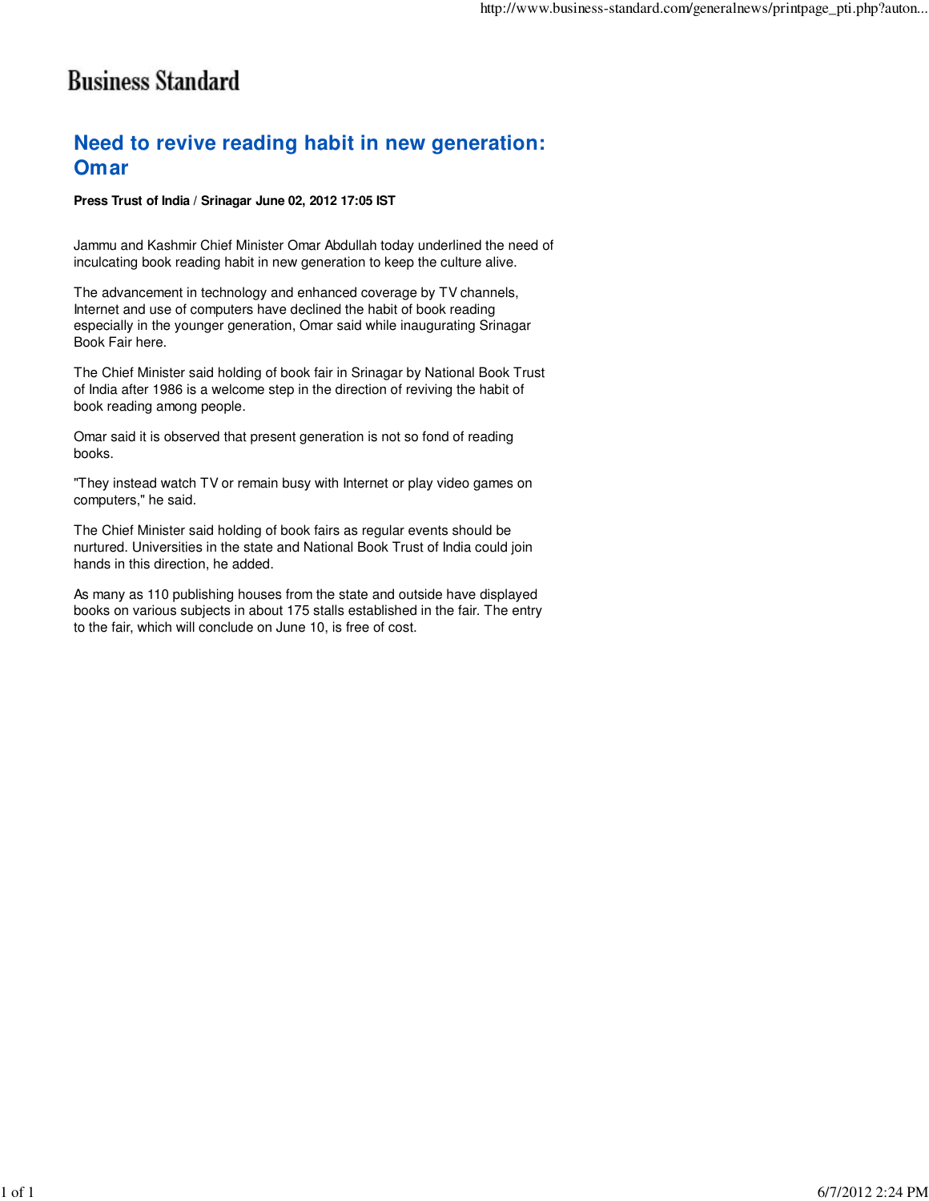Business Standard

# Need to revive reading habit in new generation: Omar

**Press Trust of India / Srinagar June 02, 2012 17:05 IST**

Jammu and Kashmir Chief Minister Omar Abdullah today underlined the need of inculcating book reading habit in new generation to keep the culture alive.

The advancement in technology and enhanced coverage by TV channels, Internet and use of computers have declined the habit of book reading especially in the younger generation, Omar said while inaugurating Srinagar Book Fair here.

The Chief Minister said holding of book fair in Srinagar by National Book Trust of India after 1986 is a welcome step in the direction of reviving the habit of book reading among people.

Omar said it is observed that present generation is not so fond of reading books.

"They instead watch TV or remain busy with Internet or play video games on computers," he said.

The Chief Minister said holding of book fairs as regular events should be nurtured. Universities in the state and National Book Trust of India could join hands in this direction, he added.

As many as 110 publishing houses from the state and outside have displayed books on various subjects in about 175 stalls established in the fair. The entry to the fair, which will conclude on June 10, is free of cost.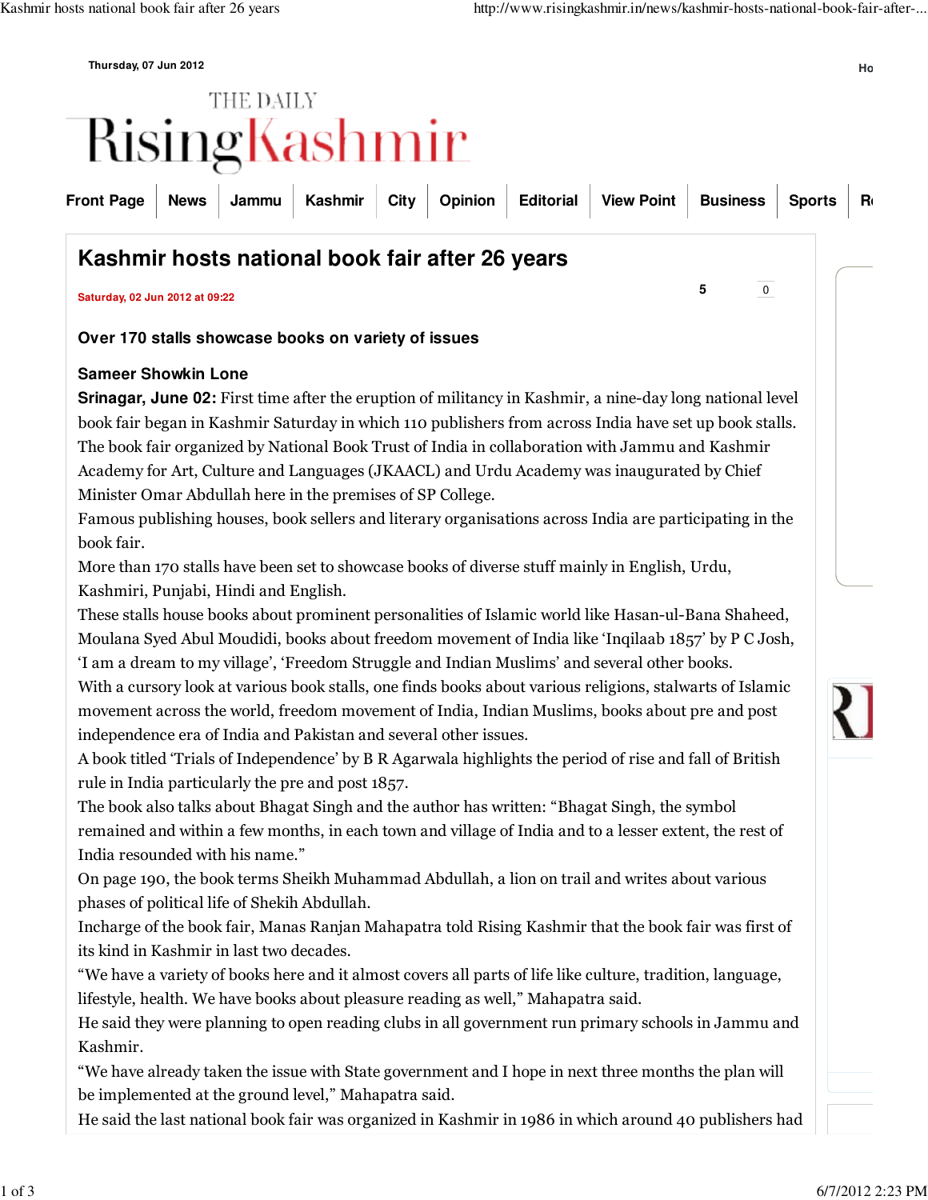Thursday, 07 Jun 2012

THE DAILY

# Rising Kashmir

Front Page | News | Jammu | Kashmir | City | Opinion | Editorial | View Point | Business | Sports

## Kashmir hosts national book fair after 26 years

**Saturday, 02 Jun 2012 at 09:22**

5 0

**Over 170 stalls showcase books on variety of issues**

**Sameer Showkin Lone**

**Srinagar, June 02:** First time after the eruption of militancy in Kashmir, a nine-day long national level book fair began in Kashmir Saturday in which 110 publishers from across India have set up book stalls. The book fair organized by National Book Trust of India in collaboration with Jammu and Kashmir Academy for Art, Culture and Languages (JKAACL) and Urdu Academy was inaugurated by Chief Minister Omar Abdullah here in the premises of SP College.

Famous publishing houses, book sellers and literary organisations across India are participating in the book fair.

More than 170 stalls have been set to showcase books of diverse stuff mainly in English, Urdu, Kashmiri, Punjabi, Hindi and English.

These stalls house books about prominent personalities of Islamic world like Hasan-ul-Bana Shaheed, Moulana Syed Abul Moudidi, books about freedom movement of India like 'Inqilaab 1857' by P C Josh, 'I am a dream to my village', 'Freedom Struggle and Indian Muslims' and several other books.

With a cursory look at various book stalls, one finds books about various religions, stalwarts of Islamic movement across the world, freedom movement of India, Indian Muslims, books about pre and post independence era of India and Pakistan and several other issues.

A book titled 'Trials of Independence' by B R Agarwala highlights the period of rise and fall of British rule in India particularly the pre and post 1857.

The book also talks about Bhagat Singh and the author has written: "Bhagat Singh, the symbol remained and within a few months, in each town and village of India and to a lesser extent, the rest of India resounded with his name."

On page 190, the book terms Sheikh Muhammad Abdullah, a lion on trail and writes about various phases of political life of Shekih Abdullah.

Incharge of the book fair, Manas Ranjan Mahapatra told Rising Kashmir that the book fair was first of its kind in Kashmir in last two decades.

"We have a variety of books here and it almost covers all parts of life like culture, tradition, language, lifestyle, health. We have books about pleasure reading as well," Mahapatra said.

He said they were planning to open reading clubs in all government run primary schools in Jammu and Kashmir.

"We have already taken the issue with State government and I hope in next three months the plan will be implemented at the ground level," Mahapatra said.

He said the last national book fair was organized in Kashmir in 1986 in which around 40 publishers had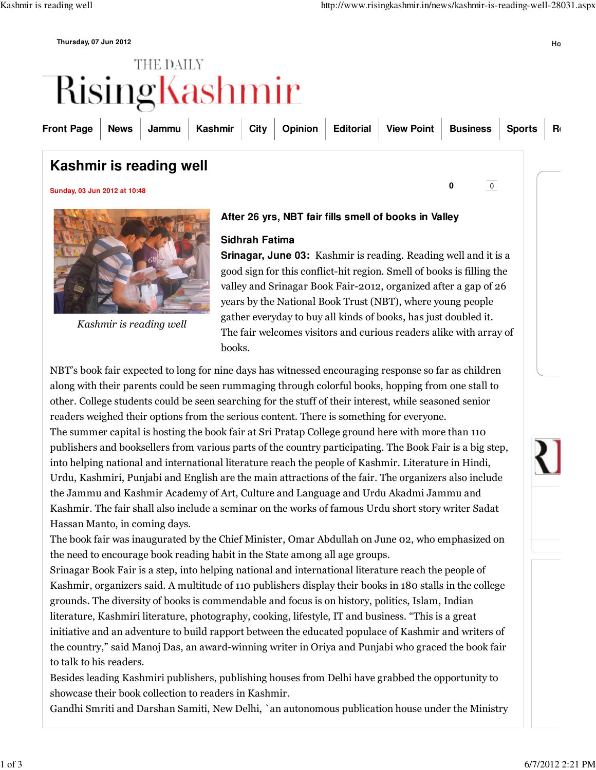Thursday, 07 Jun 2012

THE DAILY

# Rising Kashmir

Front Page | News | Jammu | Kashmir | City | Opinion | Editorial | View Point | Business | Sports

## Kashmir is reading well

Sunday, 03 Jun 2012 at 10:48

*Kashmir is reading well*

### After 26 yrs, NBT fair fills smell of books in Valley

**Sidhrah Fatima**

**Srinagar, June 03:** Kashmir is reading. Reading well and it is a good sign for this conflict-hit region. Smell of books is filling the valley and Srinagar Book Fair-2012, organized after a gap of 26 years by the National Book Trust (NBT), where young people gather everyday to buy all kinds of books, has just doubled it. The fair welcomes visitors and curious readers alike with array of books.

NBT's book fair expected to long for nine days has witnessed encouraging response so far as children along with their parents could be seen rummaging through colorful books, hopping from one stall to other. College students could be seen searching for the stuff of their interest, while seasoned senior readers weighed their options from the serious content. There is something for everyone.

The summer capital is hosting the book fair at Sri Pratap College ground here with more than 110 publishers and booksellers from various parts of the country participating. The Book Fair is a big step, into helping national and international literature reach the people of Kashmir. Literature in Hindi, Urdu, Kashmiri, Punjabi and English are the main attractions of the fair. The organizers also include the Jammu and Kashmir Academy of Art, Culture and Language and Urdu Akadmi Jammu and Kashmir. The fair shall also include a seminar on the works of famous Urdu short story writer Sadat Hassan Manto, in coming days.

The book fair was inaugurated by the Chief Minister, Omar Abdullah on June 02, who emphasized on the need to encourage book reading habit in the State among all age groups.

Srinagar Book Fair is a step, into helping national and international literature reach the people of Kashmir, organizers said. A multitude of 110 publishers display their books in 180 stalls in the college grounds. The diversity of books is commendable and focus is on history, politics, Islam, Indian literature, Kashmiri literature, photography, cooking, lifestyle, IT and business. "This is a great initiative and an adventure to build rapport between the educated populace of Kashmir and writers of the country," said Manoj Das, an award-winning writer in Oriya and Punjabi who graced the book fair to talk to his readers.

Besides leading Kashmiri publishers, publishing houses from Delhi have grabbed the opportunity to showcase their book collection to readers in Kashmir.

Gandhi Smriti and Darshan Samiti, New Delhi, `an autonomous publication house under the Ministry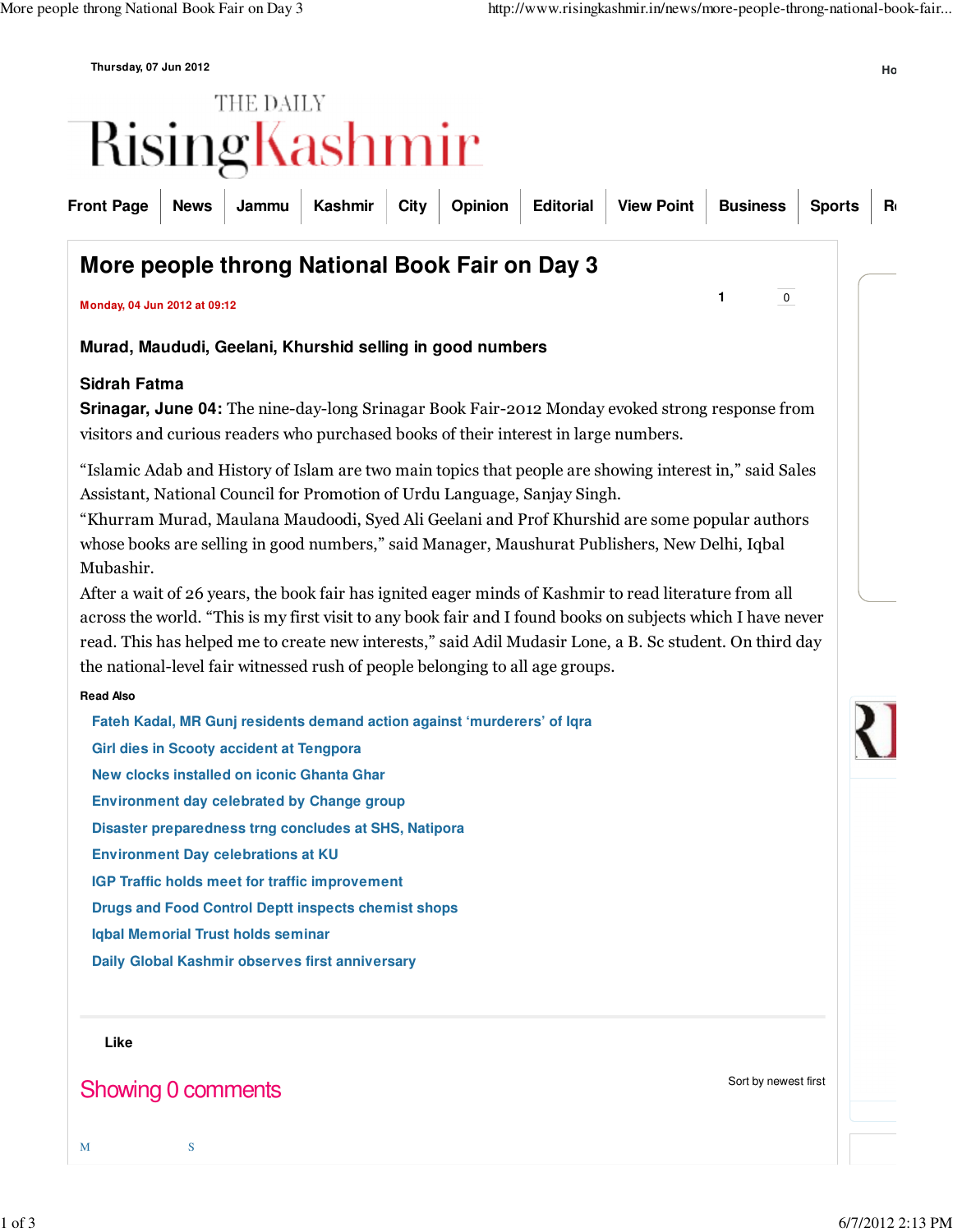Thursday, 07 Jun 2012

THE DAILY

# Rising Kashmir

Front Page | News | Jammu | Kashmir | City | Opinion | Editorial | View Point | Business | Sports

## More people throng National Book Fair on Day 3

Monday, 04 Jun 2012 at 09:12

1 0

### Murad, Maududi, Geelani, Khurshid selling in good numbers

**Sidrah Fatma**

**Srinagar, June 04:** The nine-day-long Srinagar Book Fair-2012 Monday evoked strong response from visitors and curious readers who purchased books of their interest in large numbers.

"Islamic Adab and History of Islam are two main topics that people are showing interest in," said Sales Assistant, National Council for Promotion of Urdu Language, Sanjay Singh.

"Khurram Murad, Maulana Maudoodi, Syed Ali Geelani and Prof Khurshid are some popular authors whose books are selling in good numbers," said Manager, Maushurat Publishers, New Delhi, Iqbal Mubashir.

After a wait of 26 years, the book fair has ignited eager minds of Kashmir to read literature from all across the world. "This is my first visit to any book fair and I found books on subjects which I have never read. This has helped me to create new interests," said Adil Mudasir Lone, a B. Sc student. On third day the national-level fair witnessed rush of people belonging to all age groups.

**Read Also**

- Fateh Kadal, MR Gunj residents demand action against 'murderers' of Iqra
- Girl dies in Scooty accident at Tengpora
- New clocks installed on iconic Ghanta Ghar
- Environment day celebrated by Change group
- Disaster preparedness trng concludes at SHS, Natipora
- Environment Day celebrations at KU
- IGP Traffic holds meet for traffic improvement
- Drugs and Food Control Deptt inspects chemist shops
- Iqbal Memorial Trust holds seminar
- Daily Global Kashmir observes first anniversary

Like

Showing 0 comments

Sort by newest first

M S